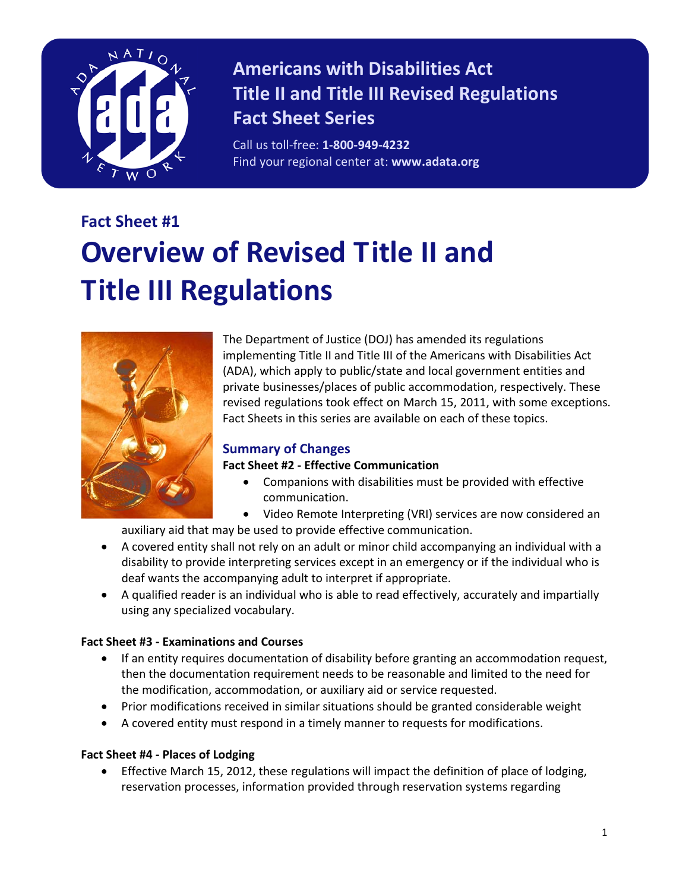# Americans with Disabilities Act Title II and Title III Revised Regulations Fact Sheet Series

Call us toll-free: **1-800-949-4232**
Find your regional center at: **www.adata.org**

### Fact Sheet #1

# Overview of Revised Title II and Title III Regulations

The Department of Justice (DOJ) has amended its regulations implementing Title II and Title III of the Americans with Disabilities Act (ADA), which apply to public/state and local government entities and private businesses/places of public accommodation, respectively. These revised regulations took effect on March 15, 2011, with some exceptions. Fact Sheets in this series are available on each of these topics.

## Summary of Changes

**Fact Sheet #2 - Effective Communication**

- Companions with disabilities must be provided with effective communication.
- Video Remote Interpreting (VRI) services are now considered an auxiliary aid that may be used to provide effective communication.
- A covered entity shall not rely on an adult or minor child accompanying an individual with a disability to provide interpreting services except in an emergency or if the individual who is deaf wants the accompanying adult to interpret if appropriate.
- A qualified reader is an individual who is able to read effectively, accurately and impartially using any specialized vocabulary.

**Fact Sheet #3 - Examinations and Courses**

- If an entity requires documentation of disability before granting an accommodation request, then the documentation requirement needs to be reasonable and limited to the need for the modification, accommodation, or auxiliary aid or service requested.
- Prior modifications received in similar situations should be granted considerable weight
- A covered entity must respond in a timely manner to requests for modifications.

**Fact Sheet #4 - Places of Lodging**

- Effective March 15, 2012, these regulations will impact the definition of place of lodging, reservation processes, information provided through reservation systems regarding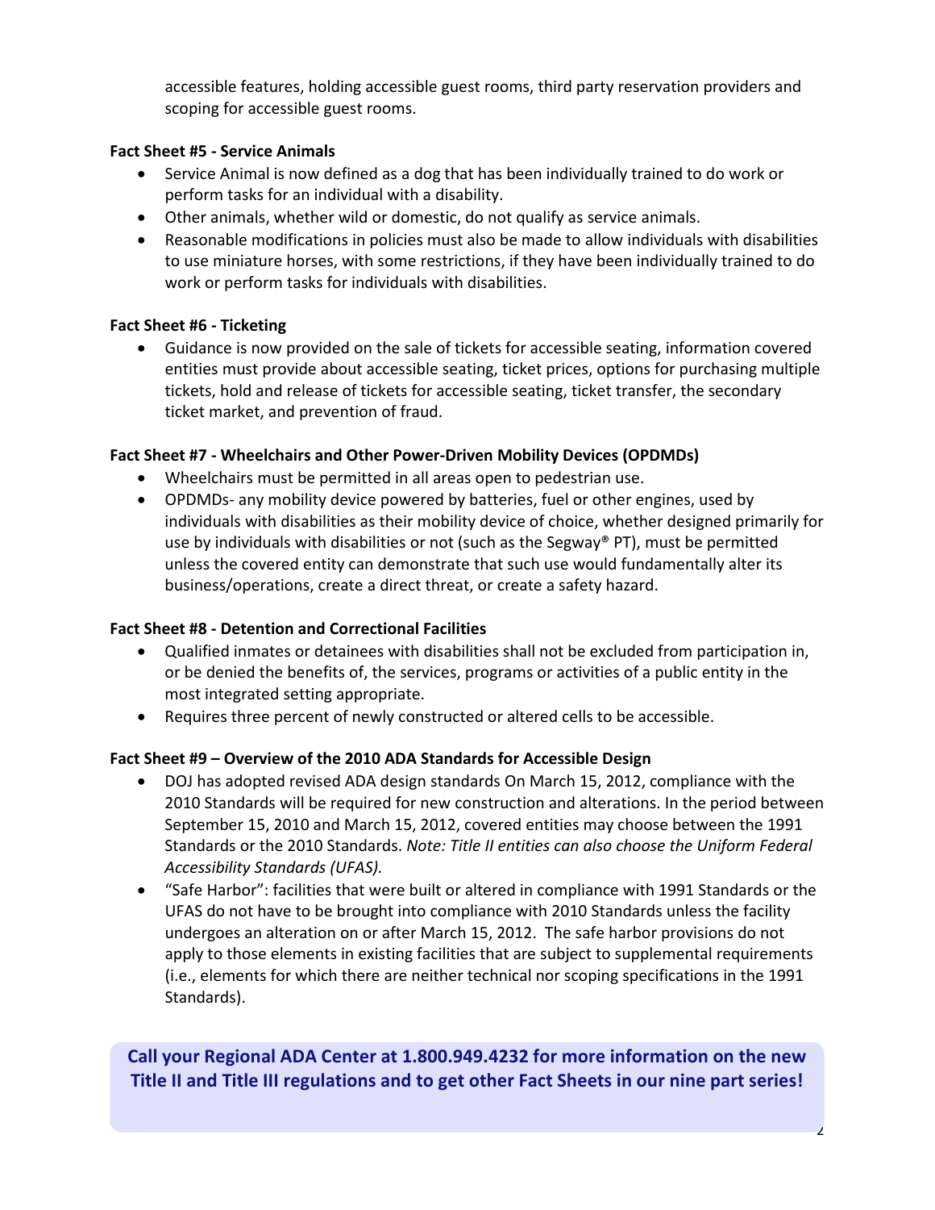accessible features, holding accessible guest rooms, third party reservation providers and scoping for accessible guest rooms.

**Fact Sheet #5 - Service Animals**

- Service Animal is now defined as a dog that has been individually trained to do work or perform tasks for an individual with a disability.
- Other animals, whether wild or domestic, do not qualify as service animals.
- Reasonable modifications in policies must also be made to allow individuals with disabilities to use miniature horses, with some restrictions, if they have been individually trained to do work or perform tasks for individuals with disabilities.

**Fact Sheet #6 - Ticketing**

- Guidance is now provided on the sale of tickets for accessible seating, information covered entities must provide about accessible seating, ticket prices, options for purchasing multiple tickets, hold and release of tickets for accessible seating, ticket transfer, the secondary ticket market, and prevention of fraud.

**Fact Sheet #7 - Wheelchairs and Other Power-Driven Mobility Devices (OPDMDs)**

- Wheelchairs must be permitted in all areas open to pedestrian use.
- OPDMDs- any mobility device powered by batteries, fuel or other engines, used by individuals with disabilities as their mobility device of choice, whether designed primarily for use by individuals with disabilities or not (such as the Segway® PT), must be permitted unless the covered entity can demonstrate that such use would fundamentally alter its business/operations, create a direct threat, or create a safety hazard.

**Fact Sheet #8 - Detention and Correctional Facilities**

- Qualified inmates or detainees with disabilities shall not be excluded from participation in, or be denied the benefits of, the services, programs or activities of a public entity in the most integrated setting appropriate.
- Requires three percent of newly constructed or altered cells to be accessible.

**Fact Sheet #9 – Overview of the 2010 ADA Standards for Accessible Design**

- DOJ has adopted revised ADA design standards On March 15, 2012, compliance with the 2010 Standards will be required for new construction and alterations. In the period between September 15, 2010 and March 15, 2012, covered entities may choose between the 1991 Standards or the 2010 Standards. *Note: Title II entities can also choose the Uniform Federal Accessibility Standards (UFAS).*
- "Safe Harbor": facilities that were built or altered in compliance with 1991 Standards or the UFAS do not have to be brought into compliance with 2010 Standards unless the facility undergoes an alteration on or after March 15, 2012. The safe harbor provisions do not apply to those elements in existing facilities that are subject to supplemental requirements (i.e., elements for which there are neither technical nor scoping specifications in the 1991 Standards).

**Call your Regional ADA Center at 1.800.949.4232 for more information on the new Title II and Title III regulations and to get other Fact Sheets in our nine part series!**